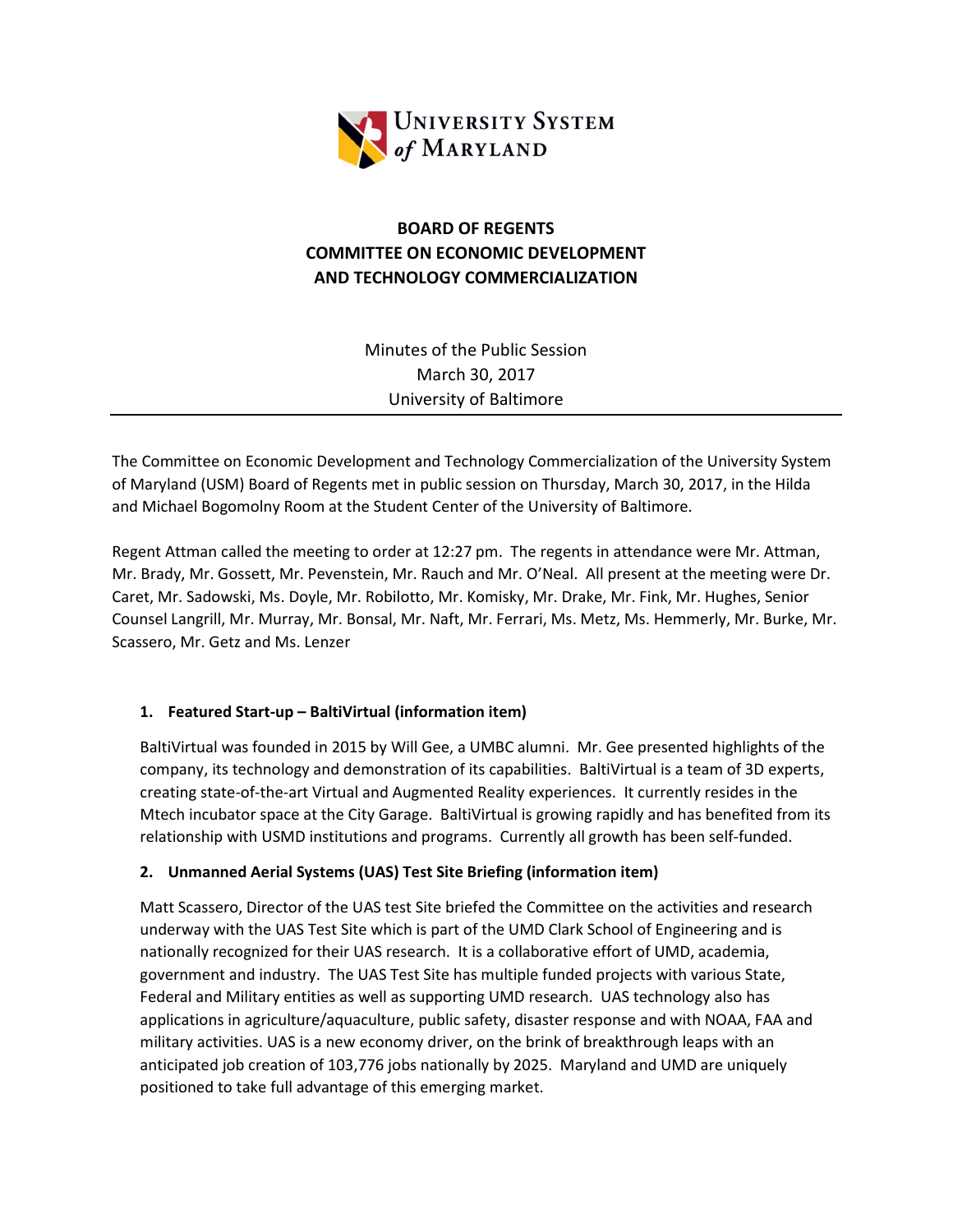# BOARD OF REGENTS
# COMMITTEE ON ECONOMIC DEVELOPMENT AND TECHNOLOGY COMMERCIALIZATION

Minutes of the Public Session
March 30, 2017
University of Baltimore

---

The Committee on Economic Development and Technology Commercialization of the University System of Maryland (USM) Board of Regents met in public session on Thursday, March 30, 2017, in the Hilda and Michael Bogomolny Room at the Student Center of the University of Baltimore.

Regent Attman called the meeting to order at 12:27 pm. The regents in attendance were Mr. Attman, Mr. Brady, Mr. Gossett, Mr. Pevenstein, Mr. Rauch and Mr. O'Neal. All present at the meeting were Dr. Caret, Mr. Sadowski, Ms. Doyle, Mr. Robilotto, Mr. Komisky, Mr. Drake, Mr. Fink, Mr. Hughes, Senior Counsel Langrill, Mr. Murray, Mr. Bonsal, Mr. Naft, Mr. Ferrari, Ms. Metz, Ms. Hemmerly, Mr. Burke, Mr. Scassero, Mr. Getz and Ms. Lenzer

1. **Featured Start-up – BaltiVirtual (information item)**

   BaltiVirtual was founded in 2015 by Will Gee, a UMBC alumni. Mr. Gee presented highlights of the company, its technology and demonstration of its capabilities. BaltiVirtual is a team of 3D experts, creating state-of-the-art Virtual and Augmented Reality experiences. It currently resides in the Mtech incubator space at the City Garage. BaltiVirtual is growing rapidly and has benefited from its relationship with USMD institutions and programs. Currently all growth has been self-funded.

2. **Unmanned Aerial Systems (UAS) Test Site Briefing (information item)**

   Matt Scassero, Director of the UAS test Site briefed the Committee on the activities and research underway with the UAS Test Site which is part of the UMD Clark School of Engineering and is nationally recognized for their UAS research. It is a collaborative effort of UMD, academia, government and industry. The UAS Test Site has multiple funded projects with various State, Federal and Military entities as well as supporting UMD research. UAS technology also has applications in agriculture/aquaculture, public safety, disaster response and with NOAA, FAA and military activities. UAS is a new economy driver, on the brink of breakthrough leaps with an anticipated job creation of 103,776 jobs nationally by 2025. Maryland and UMD are uniquely positioned to take full advantage of this emerging market.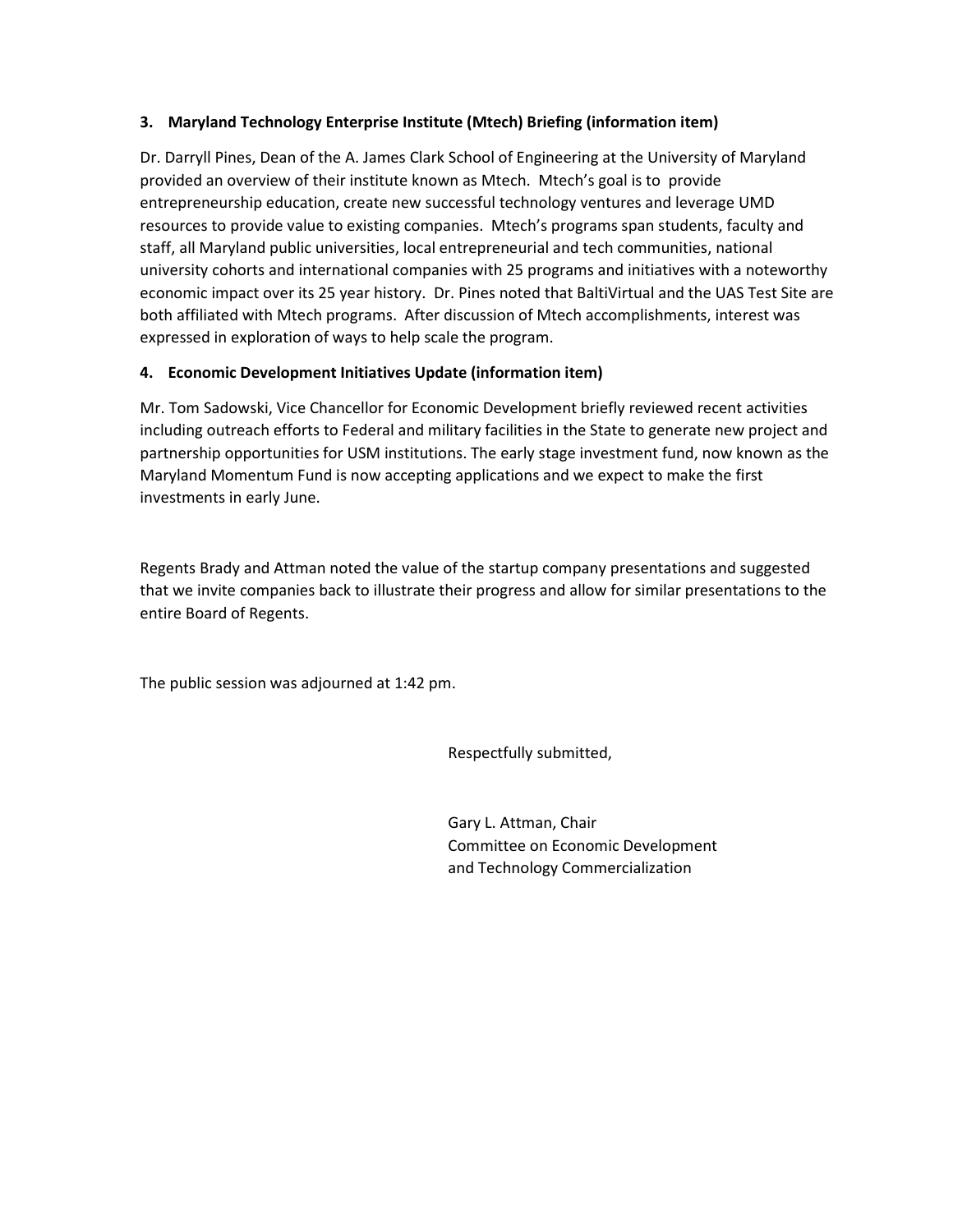### 3. Maryland Technology Enterprise Institute (Mtech) Briefing (information item)

Dr. Darryll Pines, Dean of the A. James Clark School of Engineering at the University of Maryland provided an overview of their institute known as Mtech. Mtech's goal is to provide entrepreneurship education, create new successful technology ventures and leverage UMD resources to provide value to existing companies. Mtech's programs span students, faculty and staff, all Maryland public universities, local entrepreneurial and tech communities, national university cohorts and international companies with 25 programs and initiatives with a noteworthy economic impact over its 25 year history. Dr. Pines noted that BaltiVirtual and the UAS Test Site are both affiliated with Mtech programs. After discussion of Mtech accomplishments, interest was expressed in exploration of ways to help scale the program.

### 4. Economic Development Initiatives Update (information item)

Mr. Tom Sadowski, Vice Chancellor for Economic Development briefly reviewed recent activities including outreach efforts to Federal and military facilities in the State to generate new project and partnership opportunities for USM institutions. The early stage investment fund, now known as the Maryland Momentum Fund is now accepting applications and we expect to make the first investments in early June.

Regents Brady and Attman noted the value of the startup company presentations and suggested that we invite companies back to illustrate their progress and allow for similar presentations to the entire Board of Regents.

The public session was adjourned at 1:42 pm.

Respectfully submitted,

Gary L. Attman, Chair
Committee on Economic Development
and Technology Commercialization